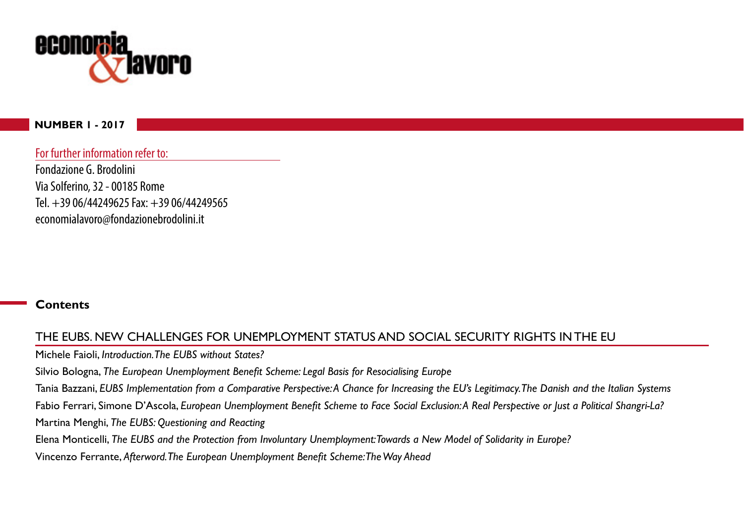economia & lavoro

**NUMBER 1 - 2017**

For further information refer to:

Fondazione G. Brodolini
Via Solferino, 32 - 00185 Rome
Tel. +39 06/44249625 Fax: +39 06/44249565
economialavoro@fondazionebrodolini.it

## Contents

### THE EUBS. NEW CHALLENGES FOR UNEMPLOYMENT STATUS AND SOCIAL SECURITY RIGHTS IN THE EU

Michele Faioli, *Introduction. The EUBS without States?*

Silvio Bologna, *The European Unemployment Benefit Scheme: Legal Basis for Resocialising Europe*

Tania Bazzani, *EUBS Implementation from a Comparative Perspective: A Chance for Increasing the EU's Legitimacy. The Danish and the Italian Systems*

Fabio Ferrari, Simone D'Ascola, *European Unemployment Benefit Scheme to Face Social Exclusion: A Real Perspective or Just a Political Shangri-La?*

Martina Menghi, *The EUBS: Questioning and Reacting*

Elena Monticelli, *The EUBS and the Protection from Involuntary Unemployment: Towards a New Model of Solidarity in Europe?*

Vincenzo Ferrante, *Afterword. The European Unemployment Benefit Scheme: The Way Ahead*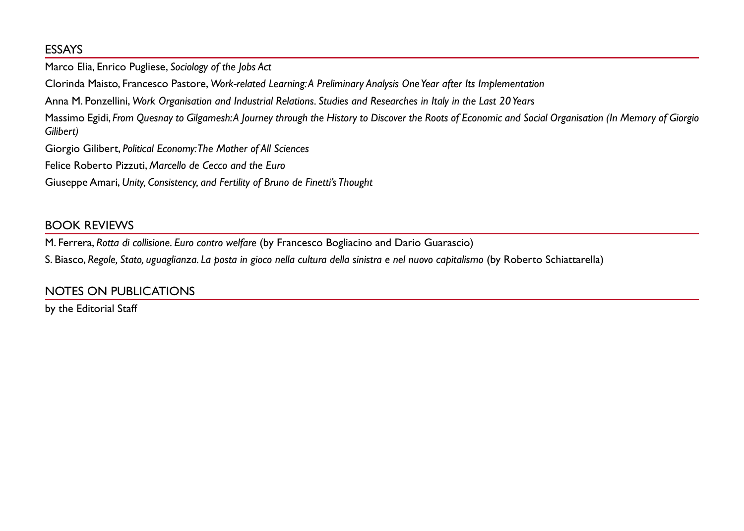## ESSAYS

Marco Elia, Enrico Pugliese, *Sociology of the Jobs Act*

Clorinda Maisto, Francesco Pastore, *Work-related Learning: A Preliminary Analysis One Year after Its Implementation*

Anna M. Ponzellini, *Work Organisation and Industrial Relations. Studies and Researches in Italy in the Last 20 Years*

Massimo Egidi, *From Quesnay to Gilgamesh: A Journey through the History to Discover the Roots of Economic and Social Organisation (In Memory of Giorgio Gilibert)*

Giorgio Gilibert, *Political Economy: The Mother of All Sciences*

Felice Roberto Pizzuti, *Marcello de Cecco and the Euro*

Giuseppe Amari, *Unity, Consistency, and Fertility of Bruno de Finetti's Thought*

## BOOK REVIEWS

M. Ferrera, *Rotta di collisione. Euro contro welfare* (by Francesco Bogliacino and Dario Guarascio)

S. Biasco, *Regole, Stato, uguaglianza. La posta in gioco nella cultura della sinistra e nel nuovo capitalismo* (by Roberto Schiattarella)

## NOTES ON PUBLICATIONS

by the Editorial Staff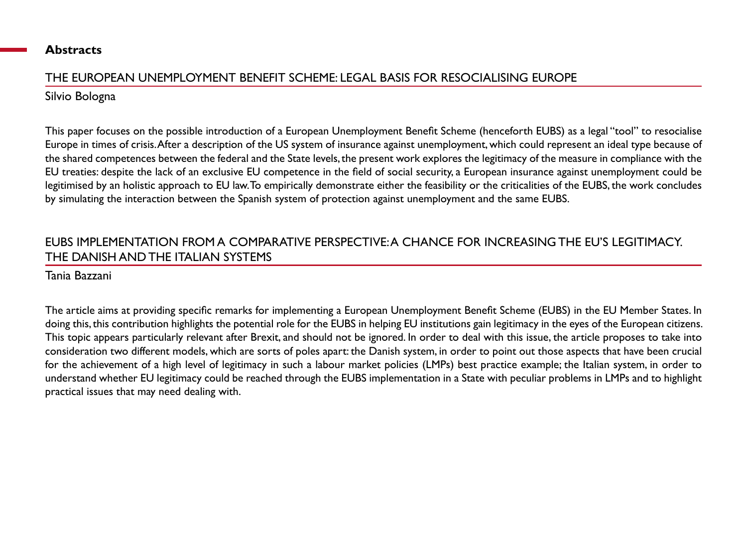# Abstracts

## THE EUROPEAN UNEMPLOYMENT BENEFIT SCHEME: LEGAL BASIS FOR RESOCIALISING EUROPE

Silvio Bologna

This paper focuses on the possible introduction of a European Unemployment Benefit Scheme (henceforth EUBS) as a legal "tool" to resocialise Europe in times of crisis. After a description of the US system of insurance against unemployment, which could represent an ideal type because of the shared competences between the federal and the State levels, the present work explores the legitimacy of the measure in compliance with the EU treaties: despite the lack of an exclusive EU competence in the field of social security, a European insurance against unemployment could be legitimised by an holistic approach to EU law. To empirically demonstrate either the feasibility or the criticalities of the EUBS, the work concludes by simulating the interaction between the Spanish system of protection against unemployment and the same EUBS.

## EUBS IMPLEMENTATION FROM A COMPARATIVE PERSPECTIVE: A CHANCE FOR INCREASING THE EU'S LEGITIMACY. THE DANISH AND THE ITALIAN SYSTEMS

Tania Bazzani

The article aims at providing specific remarks for implementing a European Unemployment Benefit Scheme (EUBS) in the EU Member States. In doing this, this contribution highlights the potential role for the EUBS in helping EU institutions gain legitimacy in the eyes of the European citizens. This topic appears particularly relevant after Brexit, and should not be ignored. In order to deal with this issue, the article proposes to take into consideration two different models, which are sorts of poles apart: the Danish system, in order to point out those aspects that have been crucial for the achievement of a high level of legitimacy in such a labour market policies (LMPs) best practice example; the Italian system, in order to understand whether EU legitimacy could be reached through the EUBS implementation in a State with peculiar problems in LMPs and to highlight practical issues that may need dealing with.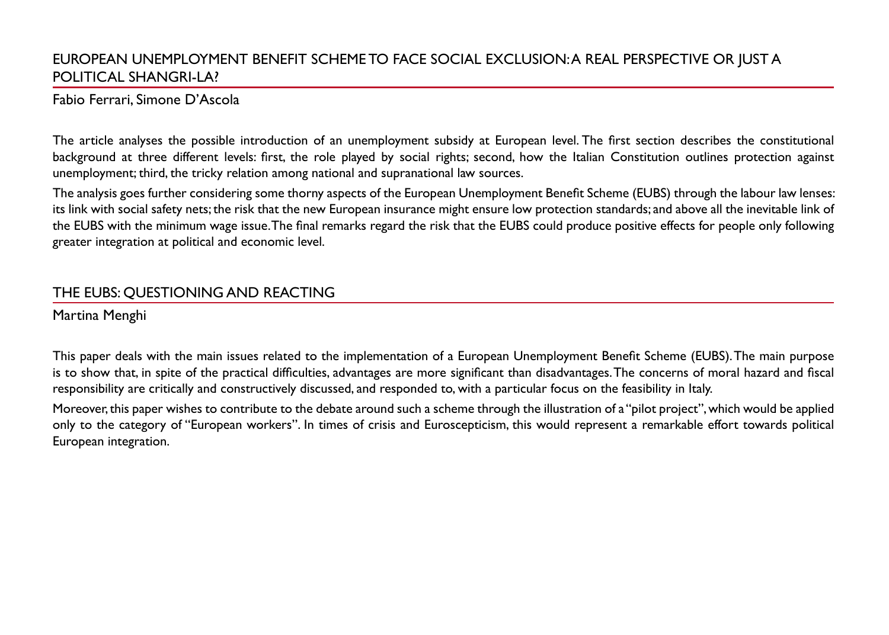## EUROPEAN UNEMPLOYMENT BENEFIT SCHEME TO FACE SOCIAL EXCLUSION: A REAL PERSPECTIVE OR JUST A POLITICAL SHANGRI-LA?

Fabio Ferrari, Simone D'Ascola

The article analyses the possible introduction of an unemployment subsidy at European level. The first section describes the constitutional background at three different levels: first, the role played by social rights; second, how the Italian Constitution outlines protection against unemployment; third, the tricky relation among national and supranational law sources.

The analysis goes further considering some thorny aspects of the European Unemployment Benefit Scheme (EUBS) through the labour law lenses: its link with social safety nets; the risk that the new European insurance might ensure low protection standards; and above all the inevitable link of the EUBS with the minimum wage issue. The final remarks regard the risk that the EUBS could produce positive effects for people only following greater integration at political and economic level.

## THE EUBS: QUESTIONING AND REACTING

Martina Menghi

This paper deals with the main issues related to the implementation of a European Unemployment Benefit Scheme (EUBS). The main purpose is to show that, in spite of the practical difficulties, advantages are more significant than disadvantages. The concerns of moral hazard and fiscal responsibility are critically and constructively discussed, and responded to, with a particular focus on the feasibility in Italy.

Moreover, this paper wishes to contribute to the debate around such a scheme through the illustration of a "pilot project", which would be applied only to the category of "European workers". In times of crisis and Euroscepticism, this would represent a remarkable effort towards political European integration.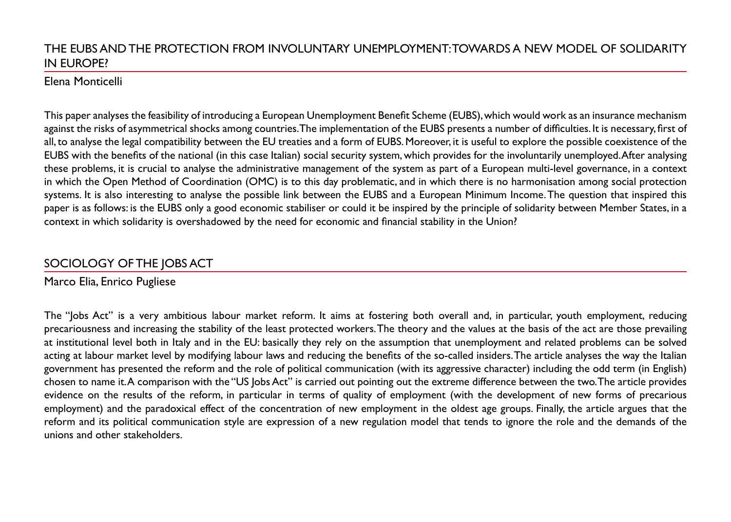## THE EUBS AND THE PROTECTION FROM INVOLUNTARY UNEMPLOYMENT: TOWARDS A NEW MODEL OF SOLIDARITY IN EUROPE?

Elena Monticelli

This paper analyses the feasibility of introducing a European Unemployment Benefit Scheme (EUBS), which would work as an insurance mechanism against the risks of asymmetrical shocks among countries. The implementation of the EUBS presents a number of difficulties. It is necessary, first of all, to analyse the legal compatibility between the EU treaties and a form of EUBS. Moreover, it is useful to explore the possible coexistence of the EUBS with the benefits of the national (in this case Italian) social security system, which provides for the involuntarily unemployed. After analysing these problems, it is crucial to analyse the administrative management of the system as part of a European multi-level governance, in a context in which the Open Method of Coordination (OMC) is to this day problematic, and in which there is no harmonisation among social protection systems. It is also interesting to analyse the possible link between the EUBS and a European Minimum Income. The question that inspired this paper is as follows: is the EUBS only a good economic stabiliser or could it be inspired by the principle of solidarity between Member States, in a context in which solidarity is overshadowed by the need for economic and financial stability in the Union?

## SOCIOLOGY OF THE JOBS ACT

Marco Elia, Enrico Pugliese

The "Jobs Act" is a very ambitious labour market reform. It aims at fostering both overall and, in particular, youth employment, reducing precariousness and increasing the stability of the least protected workers. The theory and the values at the basis of the act are those prevailing at institutional level both in Italy and in the EU: basically they rely on the assumption that unemployment and related problems can be solved acting at labour market level by modifying labour laws and reducing the benefits of the so-called insiders. The article analyses the way the Italian government has presented the reform and the role of political communication (with its aggressive character) including the odd term (in English) chosen to name it. A comparison with the "US Jobs Act" is carried out pointing out the extreme difference between the two. The article provides evidence on the results of the reform, in particular in terms of quality of employment (with the development of new forms of precarious employment) and the paradoxical effect of the concentration of new employment in the oldest age groups. Finally, the article argues that the reform and its political communication style are expression of a new regulation model that tends to ignore the role and the demands of the unions and other stakeholders.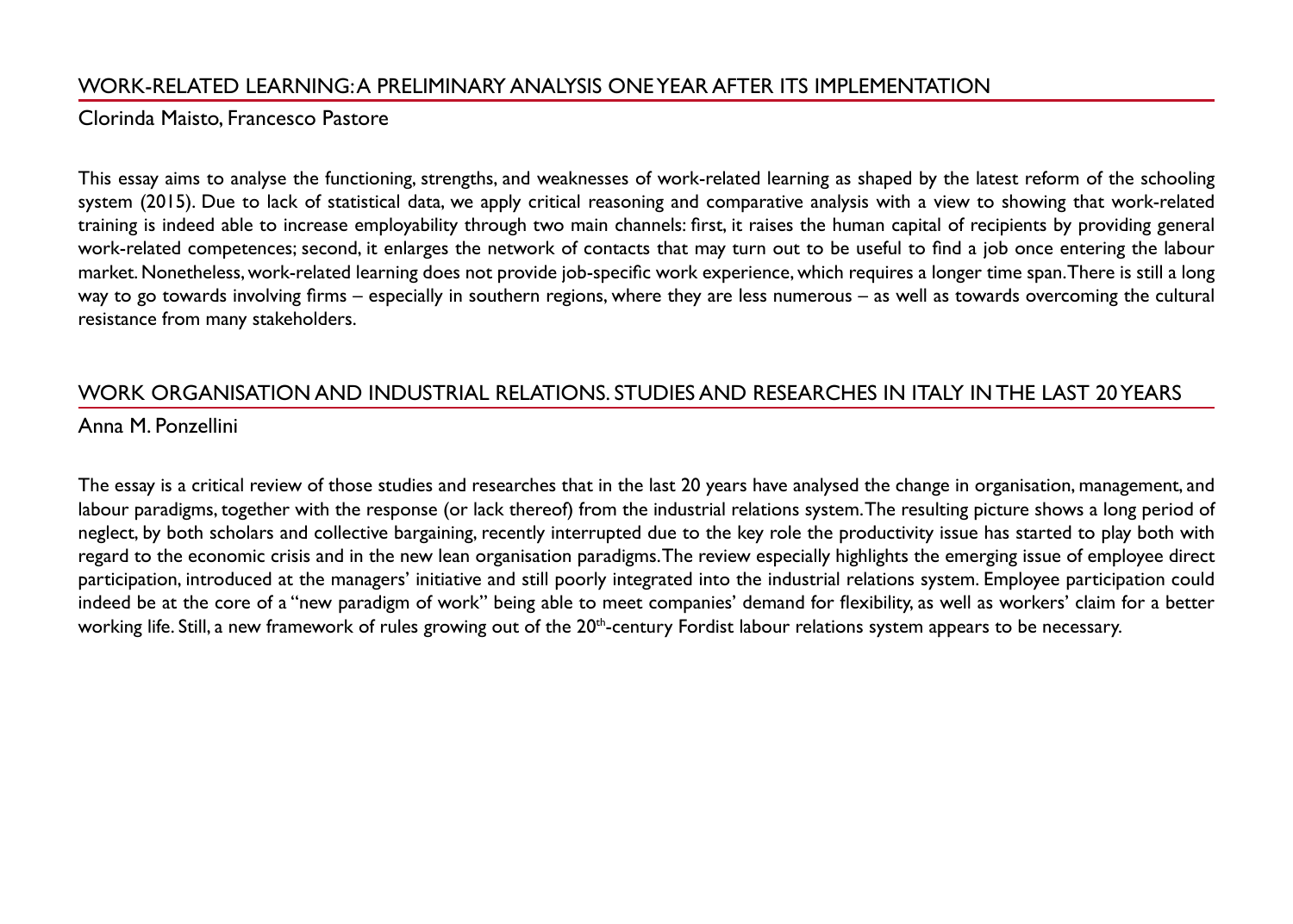## WORK-RELATED LEARNING: A PRELIMINARY ANALYSIS ONE YEAR AFTER ITS IMPLEMENTATION

Clorinda Maisto, Francesco Pastore

This essay aims to analyse the functioning, strengths, and weaknesses of work-related learning as shaped by the latest reform of the schooling system (2015). Due to lack of statistical data, we apply critical reasoning and comparative analysis with a view to showing that work-related training is indeed able to increase employability through two main channels: first, it raises the human capital of recipients by providing general work-related competences; second, it enlarges the network of contacts that may turn out to be useful to find a job once entering the labour market. Nonetheless, work-related learning does not provide job-specific work experience, which requires a longer time span. There is still a long way to go towards involving firms – especially in southern regions, where they are less numerous – as well as towards overcoming the cultural resistance from many stakeholders.

## WORK ORGANISATION AND INDUSTRIAL RELATIONS. STUDIES AND RESEARCHES IN ITALY IN THE LAST 20 YEARS

Anna M. Ponzellini

The essay is a critical review of those studies and researches that in the last 20 years have analysed the change in organisation, management, and labour paradigms, together with the response (or lack thereof) from the industrial relations system. The resulting picture shows a long period of neglect, by both scholars and collective bargaining, recently interrupted due to the key role the productivity issue has started to play both with regard to the economic crisis and in the new lean organisation paradigms. The review especially highlights the emerging issue of employee direct participation, introduced at the managers' initiative and still poorly integrated into the industrial relations system. Employee participation could indeed be at the core of a "new paradigm of work" being able to meet companies' demand for flexibility, as well as workers' claim for a better working life. Still, a new framework of rules growing out of the 20th-century Fordist labour relations system appears to be necessary.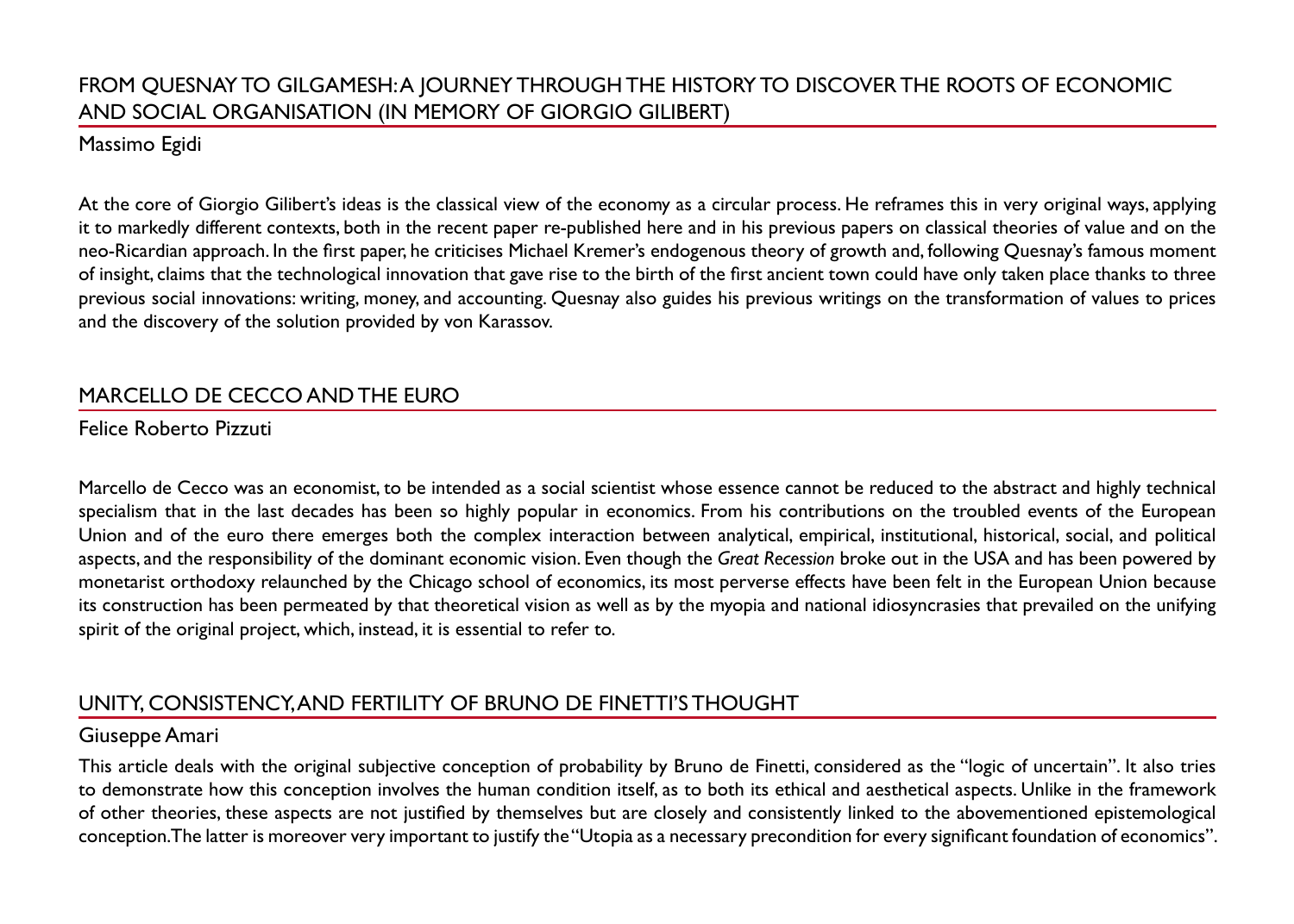## FROM QUESNAY TO GILGAMESH: A JOURNEY THROUGH THE HISTORY TO DISCOVER THE ROOTS OF ECONOMIC AND SOCIAL ORGANISATION (IN MEMORY OF GIORGIO GILIBERT)

Massimo Egidi

At the core of Giorgio Gilibert's ideas is the classical view of the economy as a circular process. He reframes this in very original ways, applying it to markedly different contexts, both in the recent paper re-published here and in his previous papers on classical theories of value and on the neo-Ricardian approach. In the first paper, he criticises Michael Kremer's endogenous theory of growth and, following Quesnay's famous moment of insight, claims that the technological innovation that gave rise to the birth of the first ancient town could have only taken place thanks to three previous social innovations: writing, money, and accounting. Quesnay also guides his previous writings on the transformation of values to prices and the discovery of the solution provided by von Karassov.

## MARCELLO DE CECCO AND THE EURO

Felice Roberto Pizzuti

Marcello de Cecco was an economist, to be intended as a social scientist whose essence cannot be reduced to the abstract and highly technical specialism that in the last decades has been so highly popular in economics. From his contributions on the troubled events of the European Union and of the euro there emerges both the complex interaction between analytical, empirical, institutional, historical, social, and political aspects, and the responsibility of the dominant economic vision. Even though the *Great Recession* broke out in the USA and has been powered by monetarist orthodoxy relaunched by the Chicago school of economics, its most perverse effects have been felt in the European Union because its construction has been permeated by that theoretical vision as well as by the myopia and national idiosyncrasies that prevailed on the unifying spirit of the original project, which, instead, it is essential to refer to.

## UNITY, CONSISTENCY, AND FERTILITY OF BRUNO DE FINETTI'S THOUGHT

Giuseppe Amari

This article deals with the original subjective conception of probability by Bruno de Finetti, considered as the "logic of uncertain". It also tries to demonstrate how this conception involves the human condition itself, as to both its ethical and aesthetical aspects. Unlike in the framework of other theories, these aspects are not justified by themselves but are closely and consistently linked to the abovementioned epistemological conception. The latter is moreover very important to justify the "Utopia as a necessary precondition for every significant foundation of economics".